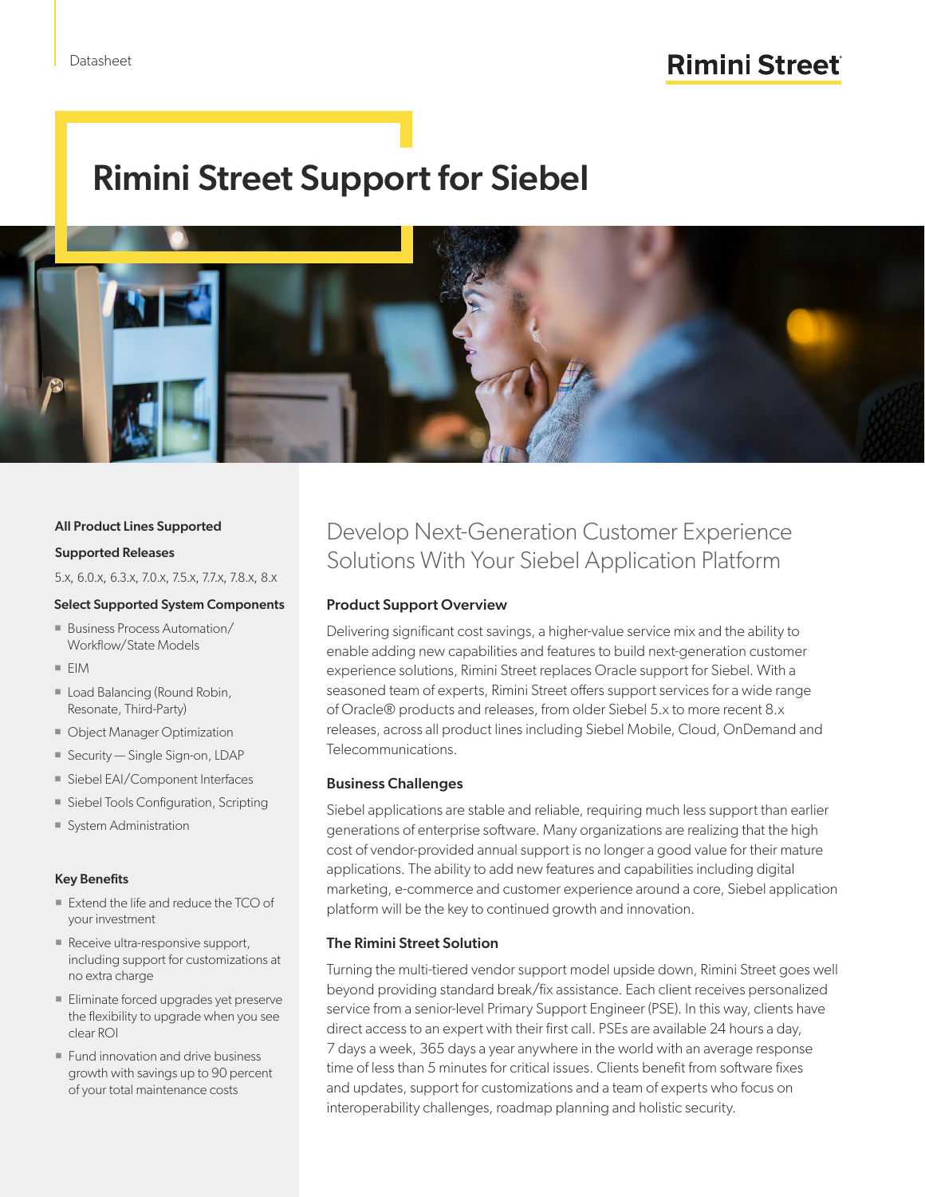Datasheet

Rimini Street

# Rimini Street Support for Siebel

**All Product Lines Supported**

**Supported Releases**

5.x, 6.0.x, 6.3.x, 7.0.x, 7.5.x, 7.7.x, 7.8.x, 8.x

**Select Supported System Components**

- Business Process Automation/Workflow/State Models
- EIM
- Load Balancing (Round Robin, Resonate, Third-Party)
- Object Manager Optimization
- Security — Single Sign-on, LDAP
- Siebel EAI/Component Interfaces
- Siebel Tools Configuration, Scripting
- System Administration

**Key Benefits**

- Extend the life and reduce the TCO of your investment
- Receive ultra-responsive support, including support for customizations at no extra charge
- Eliminate forced upgrades yet preserve the flexibility to upgrade when you see clear ROI
- Fund innovation and drive business growth with savings up to 90 percent of your total maintenance costs

## Develop Next-Generation Customer Experience Solutions With Your Siebel Application Platform

### Product Support Overview

Delivering significant cost savings, a higher-value service mix and the ability to enable adding new capabilities and features to build next-generation customer experience solutions, Rimini Street replaces Oracle support for Siebel. With a seasoned team of experts, Rimini Street offers support services for a wide range of Oracle® products and releases, from older Siebel 5.x to more recent 8.x releases, across all product lines including Siebel Mobile, Cloud, OnDemand and Telecommunications.

### Business Challenges

Siebel applications are stable and reliable, requiring much less support than earlier generations of enterprise software. Many organizations are realizing that the high cost of vendor-provided annual support is no longer a good value for their mature applications. The ability to add new features and capabilities including digital marketing, e-commerce and customer experience around a core, Siebel application platform will be the key to continued growth and innovation.

### The Rimini Street Solution

Turning the multi-tiered vendor support model upside down, Rimini Street goes well beyond providing standard break/fix assistance. Each client receives personalized service from a senior-level Primary Support Engineer (PSE). In this way, clients have direct access to an expert with their first call. PSEs are available 24 hours a day, 7 days a week, 365 days a year anywhere in the world with an average response time of less than 5 minutes for critical issues. Clients benefit from software fixes and updates, support for customizations and a team of experts who focus on interoperability challenges, roadmap planning and holistic security.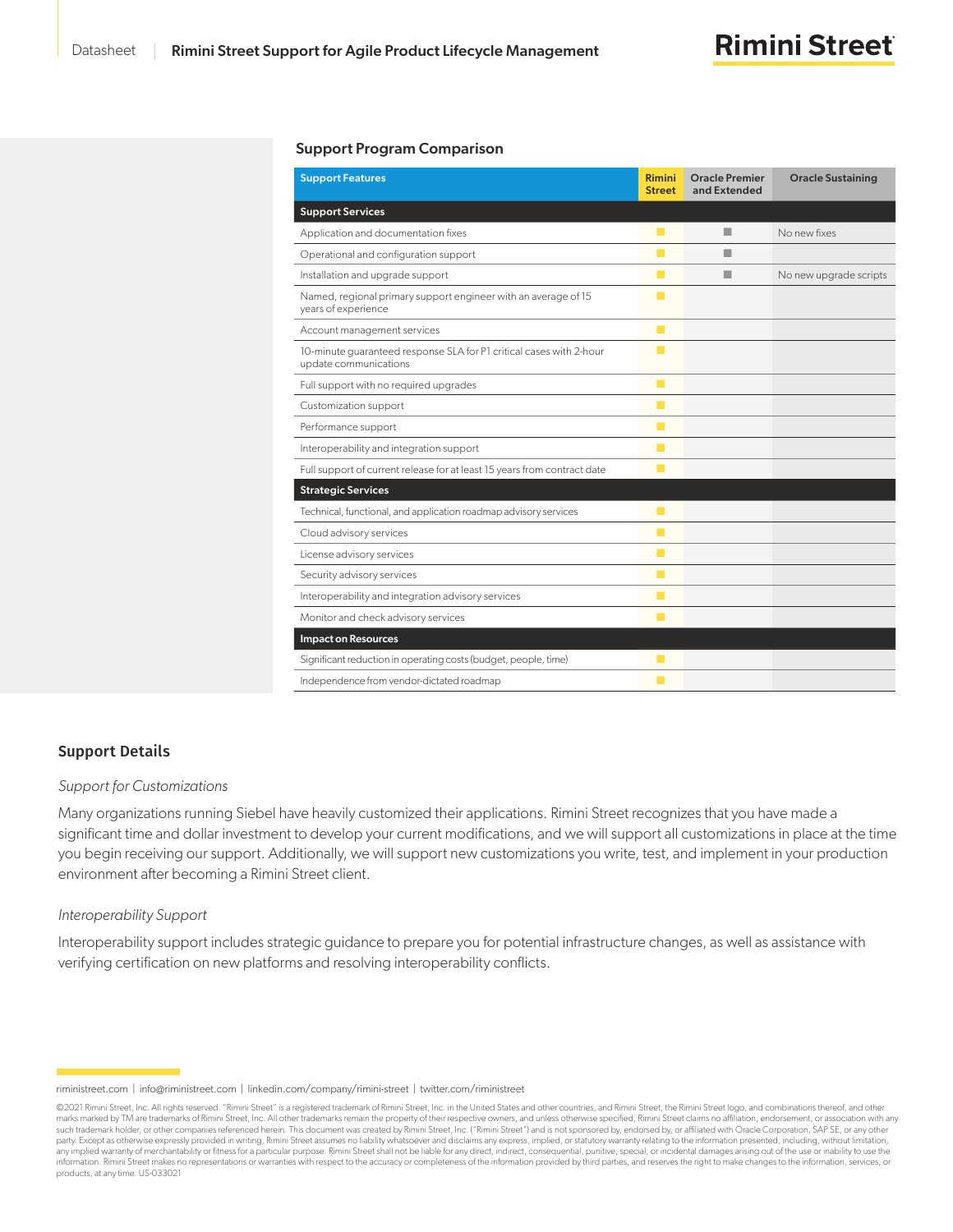## Support Program Comparison

| Support Features | Rimini Street | Oracle Premier and Extended | Oracle Sustaining |
|---|---|---|---|
| **Support Services** | | | |
| Application and documentation fixes | ■ | ■ | No new fixes |
| Operational and configuration support | ■ | ■ | |
| Installation and upgrade support | ■ | ■ | No new upgrade scripts |
| Named, regional primary support engineer with an average of 15 years of experience | ■ | | |
| Account management services | ■ | | |
| 10-minute guaranteed response SLA for P1 critical cases with 2-hour update communications | ■ | | |
| Full support with no required upgrades | ■ | | |
| Customization support | ■ | | |
| Performance support | ■ | | |
| Interoperability and integration support | ■ | | |
| Full support of current release for at least 15 years from contract date | ■ | | |
| **Strategic Services** | | | |
| Technical, functional, and application roadmap advisory services | ■ | | |
| Cloud advisory services | ■ | | |
| License advisory services | ■ | | |
| Security advisory services | ■ | | |
| Interoperability and integration advisory services | ■ | | |
| Monitor and check advisory services | ■ | | |
| **Impact on Resources** | | | |
| Significant reduction in operating costs (budget, people, time) | ■ | | |
| Independence from vendor-dictated roadmap | ■ | | |

## Support Details

*Support for Customizations*

Many organizations running Siebel have heavily customized their applications. Rimini Street recognizes that you have made a significant time and dollar investment to develop your current modifications, and we will support all customizations in place at the time you begin receiving our support. Additionally, we will support new customizations you write, test, and implement in your production environment after becoming a Rimini Street client.

*Interoperability Support*

Interoperability support includes strategic guidance to prepare you for potential infrastructure changes, as well as assistance with verifying certification on new platforms and resolving interoperability conflicts.

riministreet.com | info@riministreet.com | linkedin.com/company/rimini-street | twitter.com/riministreet

©2021 Rimini Street, Inc. All rights reserved. "Rimini Street" is a registered trademark of Rimini Street, Inc. in the United States and other countries, and Rimini Street, the Rimini Street logo, and combinations thereof, and other marks marked by TM are trademarks of Rimini Street, Inc. All other trademarks remain the property of their respective owners, and unless otherwise specified, Rimini Street claims no affiliation, endorsement, or association with any such trademark holder, or other companies referenced herein. This document was created by Rimini Street, Inc. ("Rimini Street") and is not sponsored by, endorsed by, or affiliated with Oracle Corporation, SAP SE, or any other party. Except as otherwise expressly provided in writing, Rimini Street assumes no liability whatsoever and disclaims any express, implied, or statutory warranty relating to the information presented, including, without limitation, any implied warranty of merchantability or fitness for a particular purpose. Rimini Street shall not be liable for any direct, indirect, consequential, punitive, special, or incidental damages arising out of the use or inability to use the information. Rimini Street makes no representations or warranties with respect to the accuracy or completeness of the information provided by third parties, and reserves the right to make changes to the information, services, or products, at any time. US-033021